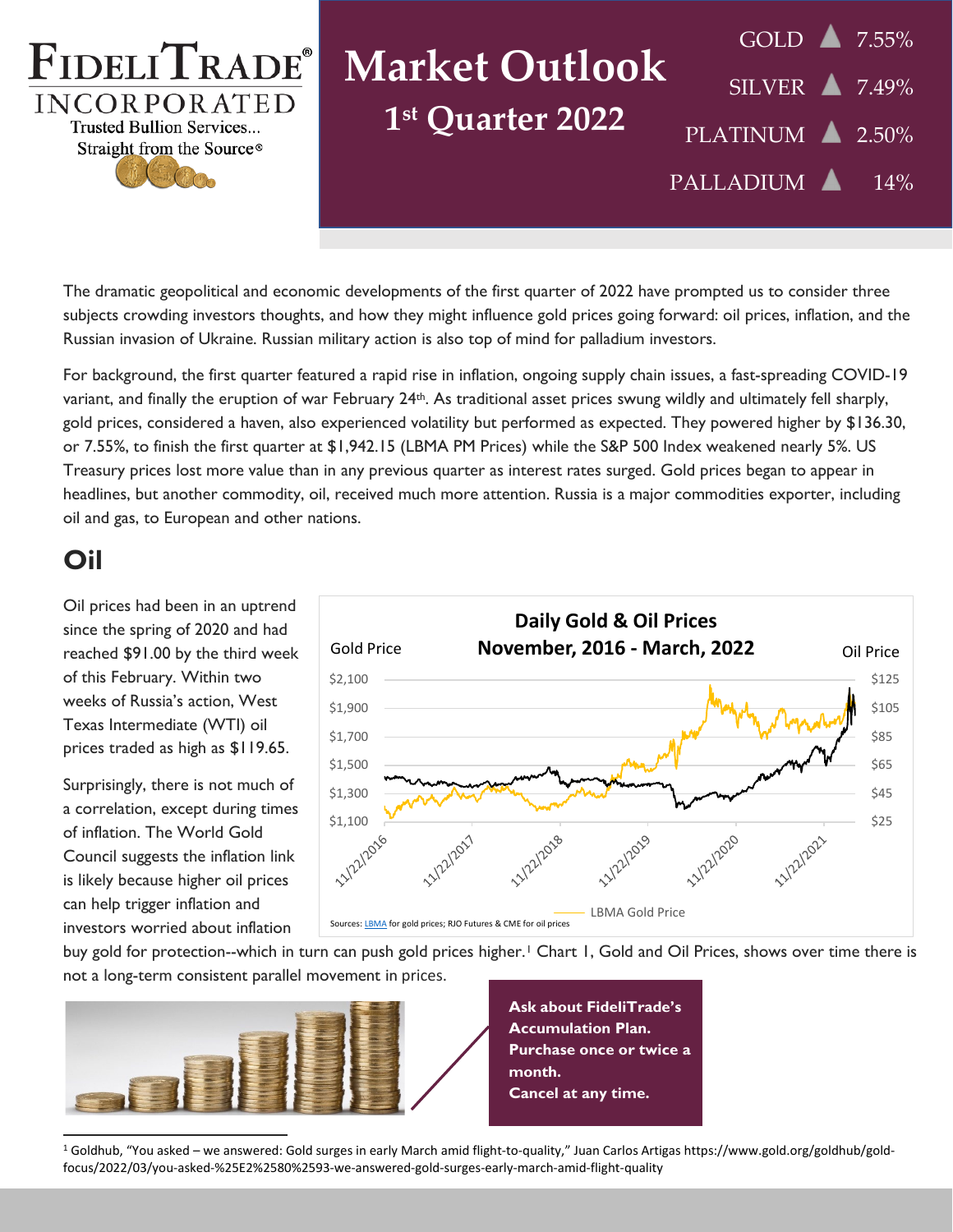# Market Outlook

## 1st Quarter 2022

| | | |
|---|---|---|
| GOLD | ▲ | 7.55% |
| SILVER | ▲ | 7.49% |
| PLATINUM | ▲ | 2.50% |
| PALLADIUM | ▲ | 14% |

The dramatic geopolitical and economic developments of the first quarter of 2022 have prompted us to consider three subjects crowding investors thoughts, and how they might influence gold prices going forward: oil prices, inflation, and the Russian invasion of Ukraine. Russian military action is also top of mind for palladium investors.

For background, the first quarter featured a rapid rise in inflation, ongoing supply chain issues, a fast-spreading COVID-19 variant, and finally the eruption of war February 24th. As traditional asset prices swung wildly and ultimately fell sharply, gold prices, considered a haven, also experienced volatility but performed as expected. They powered higher by $136.30, or 7.55%, to finish the first quarter at $1,942.15 (LBMA PM Prices) while the S&P 500 Index weakened nearly 5%. US Treasury prices lost more value than in any previous quarter as interest rates surged. Gold prices began to appear in headlines, but another commodity, oil, received much more attention. Russia is a major commodities exporter, including oil and gas, to European and other nations.

## Oil

Oil prices had been in an uptrend since the spring of 2020 and had reached $91.00 by the third week of this February. Within two weeks of Russia's action, West Texas Intermediate (WTI) oil prices traded as high as $119.65.

Surprisingly, there is not much of a correlation, except during times of inflation. The World Gold Council suggests the inflation link is likely because higher oil prices can help trigger inflation and investors worried about inflation buy gold for protection--which in turn can push gold prices higher.[1] Chart 1, Gold and Oil Prices, shows over time there is not a long-term consistent parallel movement in prices.

**Daily Gold & Oil Prices November, 2016 - March, 2022**

Sources: LBMA for gold prices; RJO Futures & CME for oil prices

**Ask about FideliTrade's Accumulation Plan. Purchase once or twice a month. Cancel at any time.**

[1] Goldhub, "You asked – we answered: Gold surges in early March amid flight-to-quality," Juan Carlos Artigas https://www.gold.org/goldhub/gold-focus/2022/03/you-asked-%25E2%2580%2593-we-answered-gold-surges-early-march-amid-flight-quality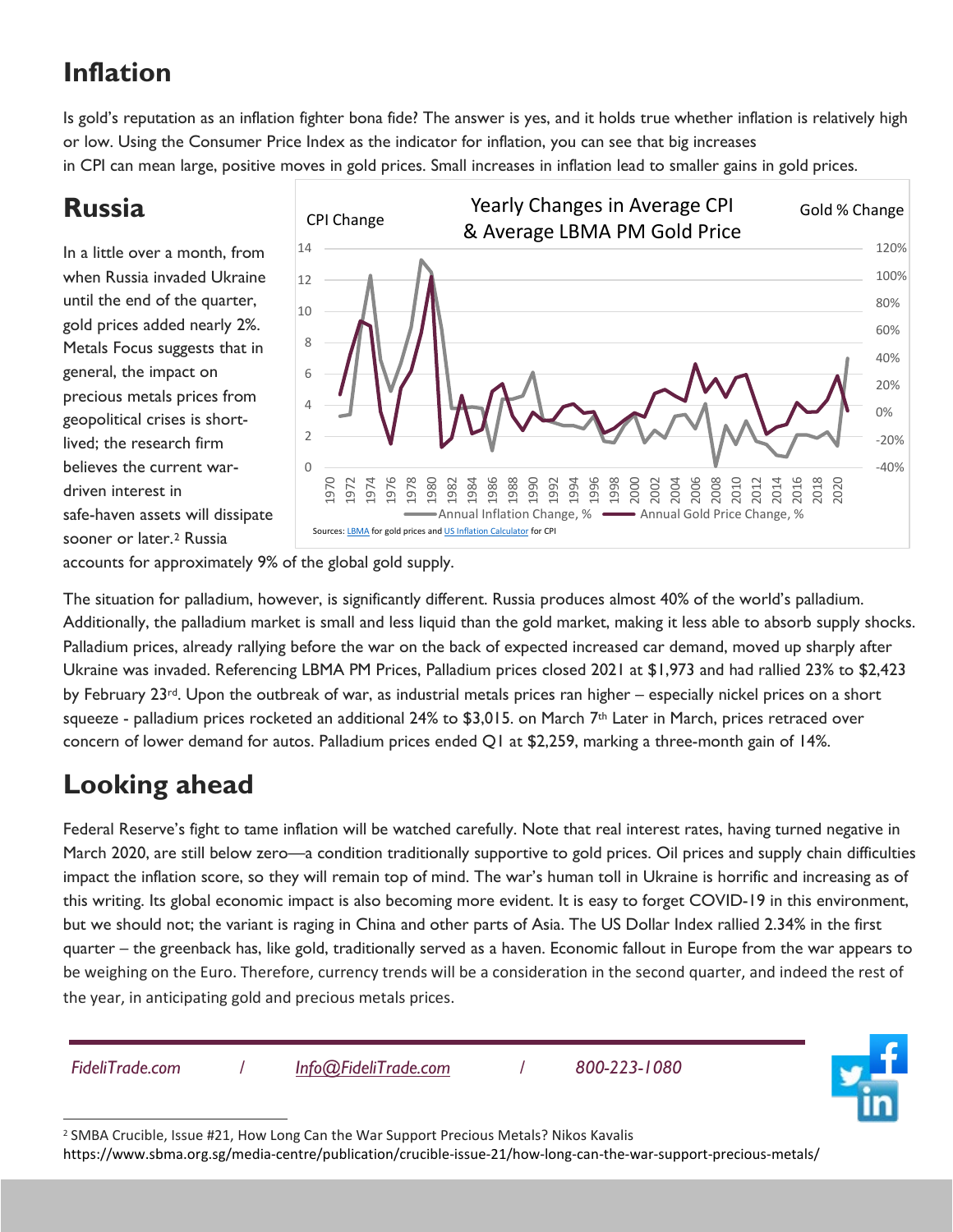## Inflation

Is gold's reputation as an inflation fighter bona fide? The answer is yes, and it holds true whether inflation is relatively high or low. Using the Consumer Price Index as the indicator for inflation, you can see that big increases in CPI can mean large, positive moves in gold prices. Small increases in inflation lead to smaller gains in gold prices.

## Russia

In a little over a month, from when Russia invaded Ukraine until the end of the quarter, gold prices added nearly 2%. Metals Focus suggests that in general, the impact on precious metals prices from geopolitical crises is short-lived; the research firm believes the current war-driven interest in safe-haven assets will dissipate sooner or later.[2] Russia accounts for approximately 9% of the global gold supply.

Yearly Changes in Average CPI & Average LBMA PM Gold Price

CPI Change

Gold % Change

14
12
10
8
6
4
2
0

120%
100%
80%
60%
40%
20%
0%
-20%
-40%

1970 1972 1974 1976 1978 1980 1982 1984 1986 1988 1990 1992 1994 1996 1998 2000 2002 2004 2006 2008 2010 2012 2014 2016 2018 2020

Annual Inflation Change, % — Annual Gold Price Change, %

Sources: LBMA for gold prices and US Inflation Calculator for CPI

The situation for palladium, however, is significantly different. Russia produces almost 40% of the world's palladium. Additionally, the palladium market is small and less liquid than the gold market, making it less able to absorb supply shocks. Palladium prices, already rallying before the war on the back of expected increased car demand, moved up sharply after Ukraine was invaded. Referencing LBMA PM Prices, Palladium prices closed 2021 at $1,973 and had rallied 23% to $2,423 by February 23rd. Upon the outbreak of war, as industrial metals prices ran higher – especially nickel prices on a short squeeze - palladium prices rocketed an additional 24% to $3,015. on March 7th Later in March, prices retraced over concern of lower demand for autos. Palladium prices ended Q1 at $2,259, marking a three-month gain of 14%.

## Looking ahead

Federal Reserve's fight to tame inflation will be watched carefully. Note that real interest rates, having turned negative in March 2020, are still below zero—a condition traditionally supportive to gold prices. Oil prices and supply chain difficulties impact the inflation score, so they will remain top of mind. The war's human toll in Ukraine is horrific and increasing as of this writing. Its global economic impact is also becoming more evident. It is easy to forget COVID-19 in this environment, but we should not; the variant is raging in China and other parts of Asia. The US Dollar Index rallied 2.34% in the first quarter – the greenback has, like gold, traditionally served as a haven. Economic fallout in Europe from the war appears to be weighing on the Euro. Therefore, currency trends will be a consideration in the second quarter, and indeed the rest of the year, in anticipating gold and precious metals prices.

*FideliTrade.com / Info@FideliTrade.com / 800-223-1080*

[2] SMBA Crucible, Issue #21, How Long Can the War Support Precious Metals? Nikos Kavalis https://www.sbma.org.sg/media-centre/publication/crucible-issue-21/how-long-can-the-war-support-precious-metals/